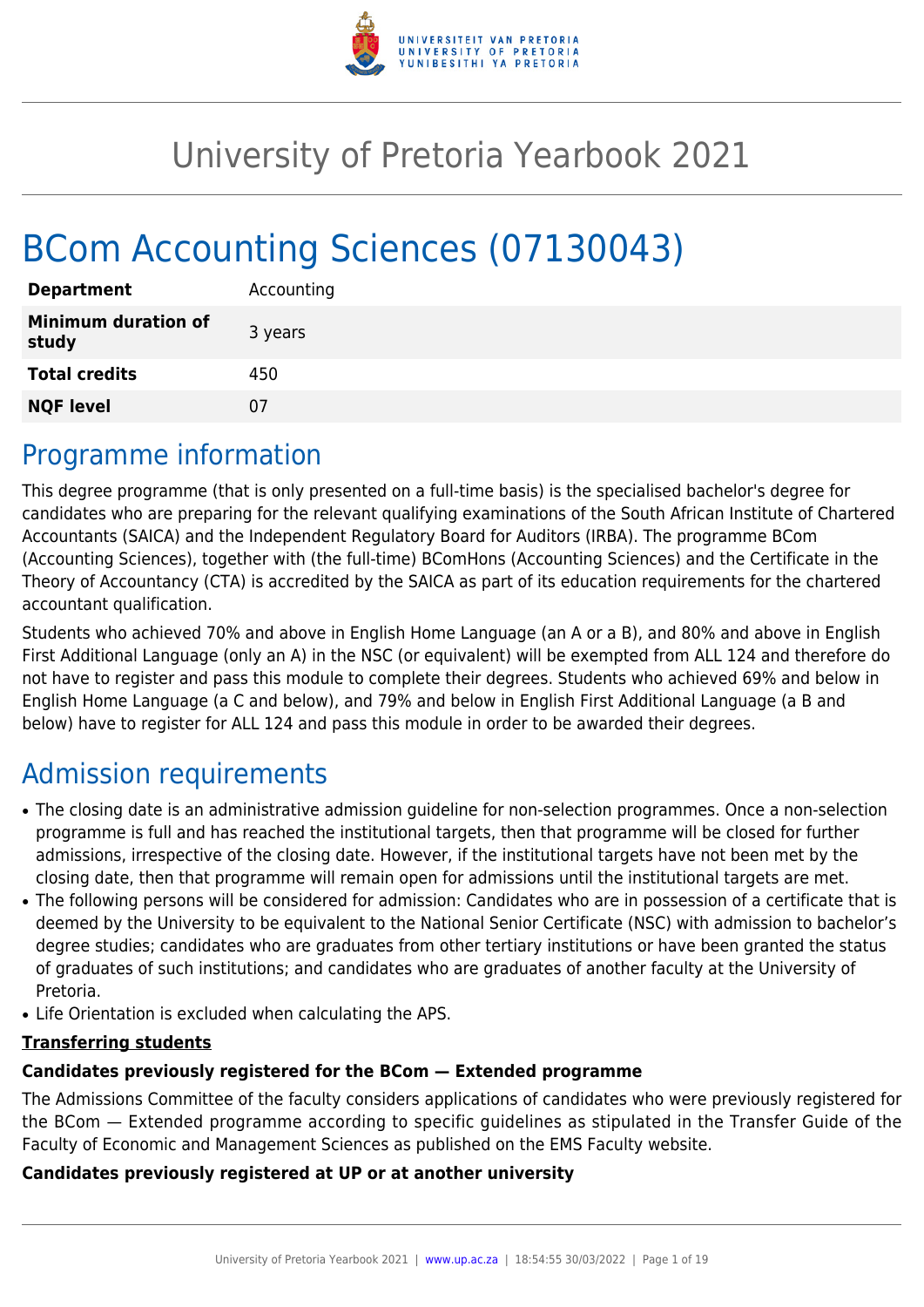# University of Pretoria Yearbook 2021

# BCom Accounting Sciences (07130043)

| | |
|---|---|
| **Department** | Accounting |
| **Minimum duration of study** | 3 years |
| **Total credits** | 450 |
| **NQF level** | 07 |

## Programme information

This degree programme (that is only presented on a full-time basis) is the specialised bachelor's degree for candidates who are preparing for the relevant qualifying examinations of the South African Institute of Chartered Accountants (SAICA) and the Independent Regulatory Board for Auditors (IRBA). The programme BCom (Accounting Sciences), together with (the full-time) BComHons (Accounting Sciences) and the Certificate in the Theory of Accountancy (CTA) is accredited by the SAICA as part of its education requirements for the chartered accountant qualification.

Students who achieved 70% and above in English Home Language (an A or a B), and 80% and above in English First Additional Language (only an A) in the NSC (or equivalent) will be exempted from ALL 124 and therefore do not have to register and pass this module to complete their degrees. Students who achieved 69% and below in English Home Language (a C and below), and 79% and below in English First Additional Language (a B and below) have to register for ALL 124 and pass this module in order to be awarded their degrees.

## Admission requirements

- The closing date is an administrative admission guideline for non-selection programmes. Once a non-selection programme is full and has reached the institutional targets, then that programme will be closed for further admissions, irrespective of the closing date. However, if the institutional targets have not been met by the closing date, then that programme will remain open for admissions until the institutional targets are met.
- The following persons will be considered for admission: Candidates who are in possession of a certificate that is deemed by the University to be equivalent to the National Senior Certificate (NSC) with admission to bachelor's degree studies; candidates who are graduates from other tertiary institutions or have been granted the status of graduates of such institutions; and candidates who are graduates of another faculty at the University of Pretoria.
- Life Orientation is excluded when calculating the APS.

**Transferring students**

**Candidates previously registered for the BCom — Extended programme**

The Admissions Committee of the faculty considers applications of candidates who were previously registered for the BCom — Extended programme according to specific guidelines as stipulated in the Transfer Guide of the Faculty of Economic and Management Sciences as published on the EMS Faculty website.

**Candidates previously registered at UP or at another university**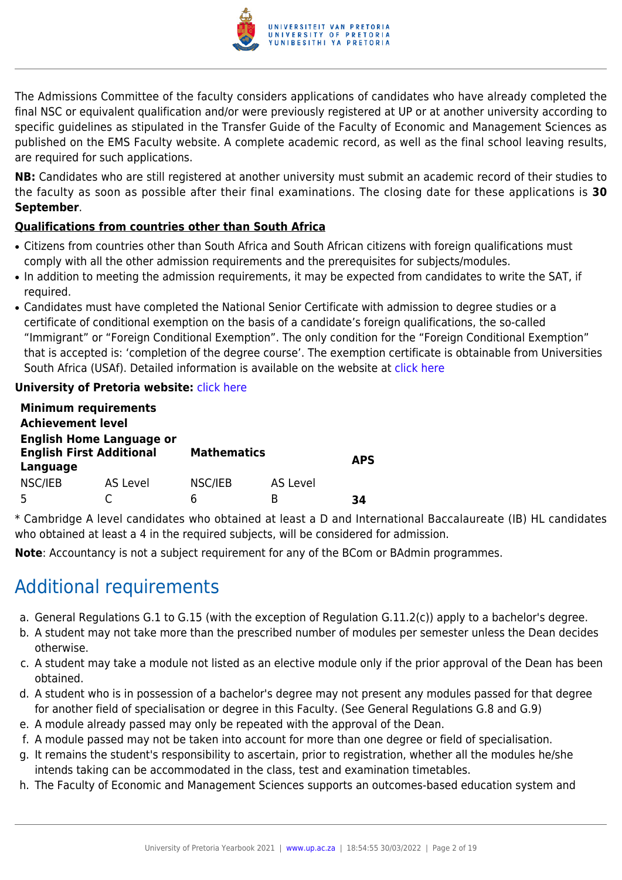The Admissions Committee of the faculty considers applications of candidates who have already completed the final NSC or equivalent qualification and/or were previously registered at UP or at another university according to specific guidelines as stipulated in the Transfer Guide of the Faculty of Economic and Management Sciences as published on the EMS Faculty website. A complete academic record, as well as the final school leaving results, are required for such applications.

**NB:** Candidates who are still registered at another university must submit an academic record of their studies to the faculty as soon as possible after their final examinations. The closing date for these applications is **30 September**.

**Qualifications from countries other than South Africa**

- Citizens from countries other than South Africa and South African citizens with foreign qualifications must comply with all the other admission requirements and the prerequisites for subjects/modules.
- In addition to meeting the admission requirements, it may be expected from candidates to write the SAT, if required.
- Candidates must have completed the National Senior Certificate with admission to degree studies or a certificate of conditional exemption on the basis of a candidate's foreign qualifications, the so-called "Immigrant" or "Foreign Conditional Exemption". The only condition for the "Foreign Conditional Exemption" that is accepted is: 'completion of the degree course'. The exemption certificate is obtainable from Universities South Africa (USAf). Detailed information is available on the website at click here

**University of Pretoria website:** click here

| **Minimum requirements** | | | | |
|---|---|---|---|---|
| **Achievement level** | | | | |
| **English Home Language or English First Additional Language** | | **Mathematics** | | **APS** |
| NSC/IEB | AS Level | NSC/IEB | AS Level | |
| 5 | C | 6 | B | **34** |

\* Cambridge A level candidates who obtained at least a D and International Baccalaureate (IB) HL candidates who obtained at least a 4 in the required subjects, will be considered for admission.

**Note**: Accountancy is not a subject requirement for any of the BCom or BAdmin programmes.

## Additional requirements

a. General Regulations G.1 to G.15 (with the exception of Regulation G.11.2(c)) apply to a bachelor's degree.
b. A student may not take more than the prescribed number of modules per semester unless the Dean decides otherwise.
c. A student may take a module not listed as an elective module only if the prior approval of the Dean has been obtained.
d. A student who is in possession of a bachelor's degree may not present any modules passed for that degree for another field of specialisation or degree in this Faculty. (See General Regulations G.8 and G.9)
e. A module already passed may only be repeated with the approval of the Dean.
f. A module passed may not be taken into account for more than one degree or field of specialisation.
g. It remains the student's responsibility to ascertain, prior to registration, whether all the modules he/she intends taking can be accommodated in the class, test and examination timetables.
h. The Faculty of Economic and Management Sciences supports an outcomes-based education system and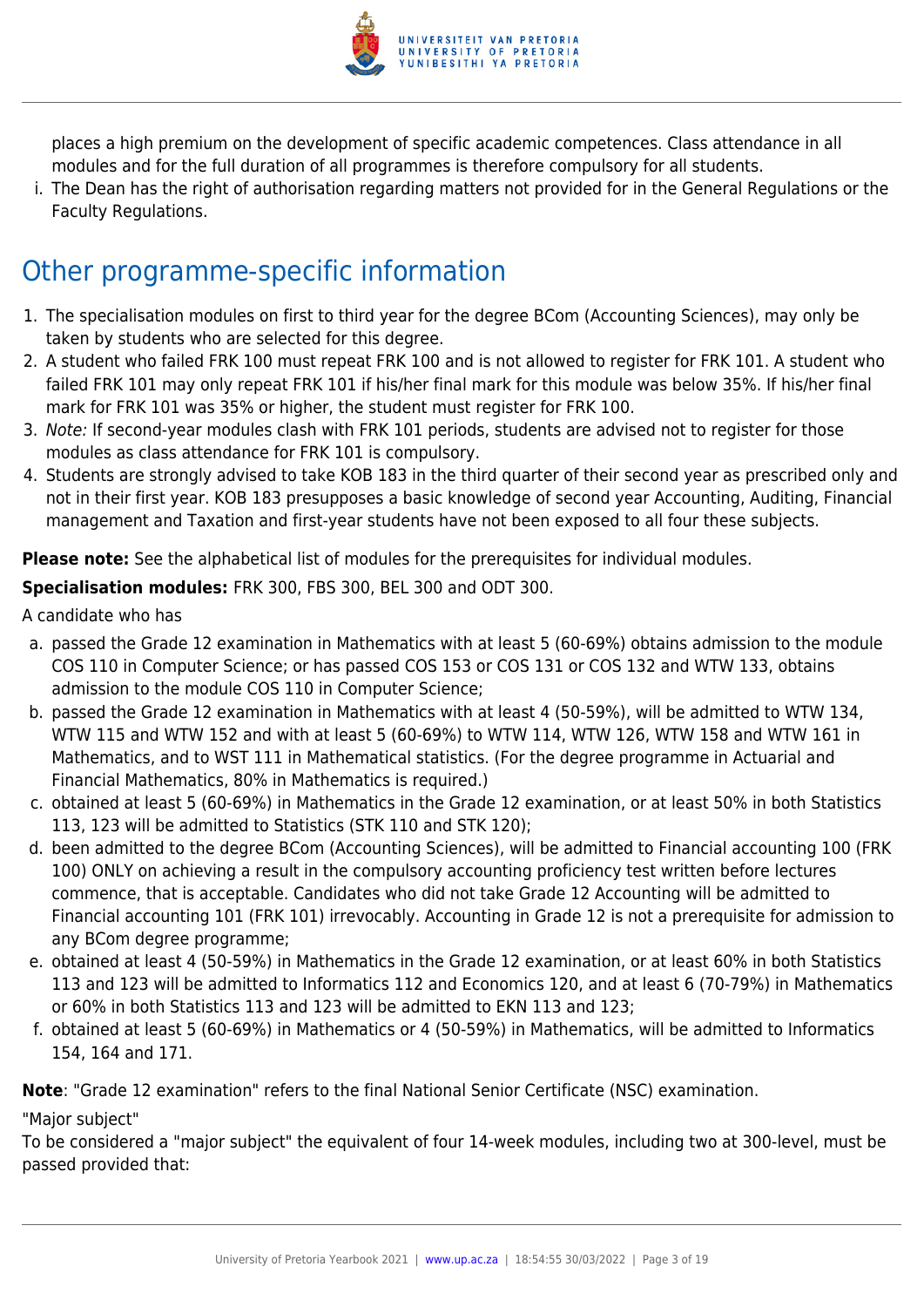places a high premium on the development of specific academic competences. Class attendance in all modules and for the full duration of all programmes is therefore compulsory for all students.

i. The Dean has the right of authorisation regarding matters not provided for in the General Regulations or the Faculty Regulations.

## Other programme-specific information

1. The specialisation modules on first to third year for the degree BCom (Accounting Sciences), may only be taken by students who are selected for this degree.
2. A student who failed FRK 100 must repeat FRK 100 and is not allowed to register for FRK 101. A student who failed FRK 101 may only repeat FRK 101 if his/her final mark for this module was below 35%. If his/her final mark for FRK 101 was 35% or higher, the student must register for FRK 100.
3. *Note:* If second-year modules clash with FRK 101 periods, students are advised not to register for those modules as class attendance for FRK 101 is compulsory.
4. Students are strongly advised to take KOB 183 in the third quarter of their second year as prescribed only and not in their first year. KOB 183 presupposes a basic knowledge of second year Accounting, Auditing, Financial management and Taxation and first-year students have not been exposed to all four these subjects.

**Please note:** See the alphabetical list of modules for the prerequisites for individual modules.

**Specialisation modules:** FRK 300, FBS 300, BEL 300 and ODT 300.

A candidate who has

a. passed the Grade 12 examination in Mathematics with at least 5 (60-69%) obtains admission to the module COS 110 in Computer Science; or has passed COS 153 or COS 131 or COS 132 and WTW 133, obtains admission to the module COS 110 in Computer Science;
b. passed the Grade 12 examination in Mathematics with at least 4 (50-59%), will be admitted to WTW 134, WTW 115 and WTW 152 and with at least 5 (60-69%) to WTW 114, WTW 126, WTW 158 and WTW 161 in Mathematics, and to WST 111 in Mathematical statistics. (For the degree programme in Actuarial and Financial Mathematics, 80% in Mathematics is required.)
c. obtained at least 5 (60-69%) in Mathematics in the Grade 12 examination, or at least 50% in both Statistics 113, 123 will be admitted to Statistics (STK 110 and STK 120);
d. been admitted to the degree BCom (Accounting Sciences), will be admitted to Financial accounting 100 (FRK 100) ONLY on achieving a result in the compulsory accounting proficiency test written before lectures commence, that is acceptable. Candidates who did not take Grade 12 Accounting will be admitted to Financial accounting 101 (FRK 101) irrevocably. Accounting in Grade 12 is not a prerequisite for admission to any BCom degree programme;
e. obtained at least 4 (50-59%) in Mathematics in the Grade 12 examination, or at least 60% in both Statistics 113 and 123 will be admitted to Informatics 112 and Economics 120, and at least 6 (70-79%) in Mathematics or 60% in both Statistics 113 and 123 will be admitted to EKN 113 and 123;
f. obtained at least 5 (60-69%) in Mathematics or 4 (50-59%) in Mathematics, will be admitted to Informatics 154, 164 and 171.

**Note**: "Grade 12 examination" refers to the final National Senior Certificate (NSC) examination.

"Major subject"

To be considered a "major subject" the equivalent of four 14-week modules, including two at 300-level, must be passed provided that: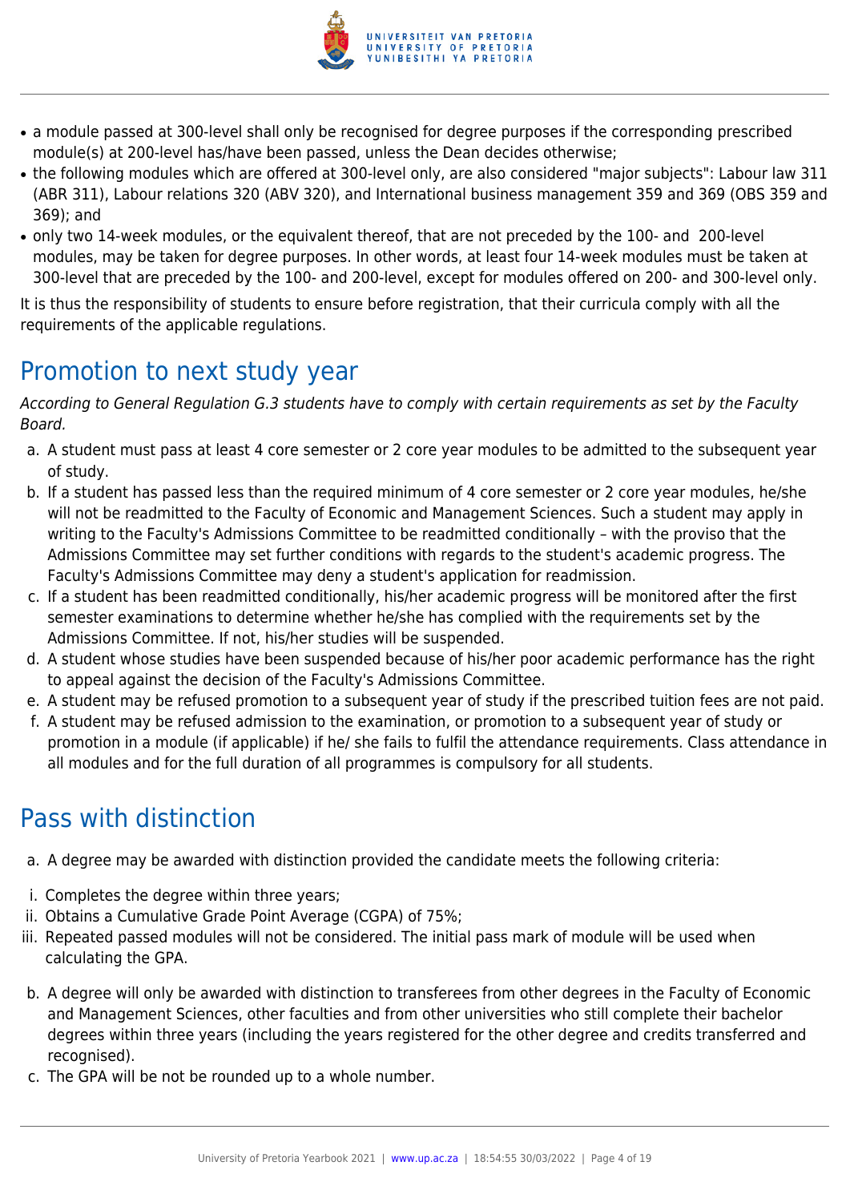- a module passed at 300-level shall only be recognised for degree purposes if the corresponding prescribed module(s) at 200-level has/have been passed, unless the Dean decides otherwise;
- the following modules which are offered at 300-level only, are also considered "major subjects": Labour law 311 (ABR 311), Labour relations 320 (ABV 320), and International business management 359 and 369 (OBS 359 and 369); and
- only two 14-week modules, or the equivalent thereof, that are not preceded by the 100- and 200-level modules, may be taken for degree purposes. In other words, at least four 14-week modules must be taken at 300-level that are preceded by the 100- and 200-level, except for modules offered on 200- and 300-level only.

It is thus the responsibility of students to ensure before registration, that their curricula comply with all the requirements of the applicable regulations.

## Promotion to next study year

*According to General Regulation G.3 students have to comply with certain requirements as set by the Faculty Board.*

a. A student must pass at least 4 core semester or 2 core year modules to be admitted to the subsequent year of study.
b. If a student has passed less than the required minimum of 4 core semester or 2 core year modules, he/she will not be readmitted to the Faculty of Economic and Management Sciences. Such a student may apply in writing to the Faculty's Admissions Committee to be readmitted conditionally – with the proviso that the Admissions Committee may set further conditions with regards to the student's academic progress. The Faculty's Admissions Committee may deny a student's application for readmission.
c. If a student has been readmitted conditionally, his/her academic progress will be monitored after the first semester examinations to determine whether he/she has complied with the requirements set by the Admissions Committee. If not, his/her studies will be suspended.
d. A student whose studies have been suspended because of his/her poor academic performance has the right to appeal against the decision of the Faculty's Admissions Committee.
e. A student may be refused promotion to a subsequent year of study if the prescribed tuition fees are not paid.
f. A student may be refused admission to the examination, or promotion to a subsequent year of study or promotion in a module (if applicable) if he/ she fails to fulfil the attendance requirements. Class attendance in all modules and for the full duration of all programmes is compulsory for all students.

## Pass with distinction

a. A degree may be awarded with distinction provided the candidate meets the following criteria:

i. Completes the degree within three years;
ii. Obtains a Cumulative Grade Point Average (CGPA) of 75%;
iii. Repeated passed modules will not be considered. The initial pass mark of module will be used when calculating the GPA.

b. A degree will only be awarded with distinction to transferees from other degrees in the Faculty of Economic and Management Sciences, other faculties and from other universities who still complete their bachelor degrees within three years (including the years registered for the other degree and credits transferred and recognised).
c. The GPA will be not be rounded up to a whole number.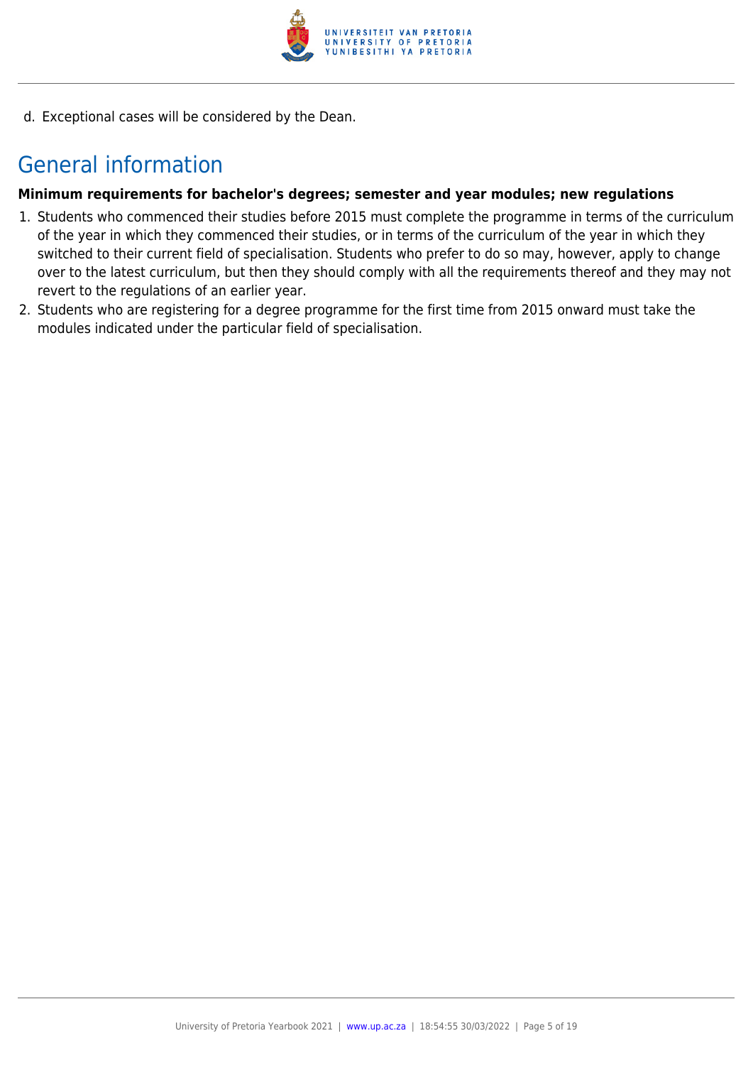d. Exceptional cases will be considered by the Dean.

## General information

**Minimum requirements for bachelor's degrees; semester and year modules; new regulations**

1. Students who commenced their studies before 2015 must complete the programme in terms of the curriculum of the year in which they commenced their studies, or in terms of the curriculum of the year in which they switched to their current field of specialisation. Students who prefer to do so may, however, apply to change over to the latest curriculum, but then they should comply with all the requirements thereof and they may not revert to the regulations of an earlier year.
2. Students who are registering for a degree programme for the first time from 2015 onward must take the modules indicated under the particular field of specialisation.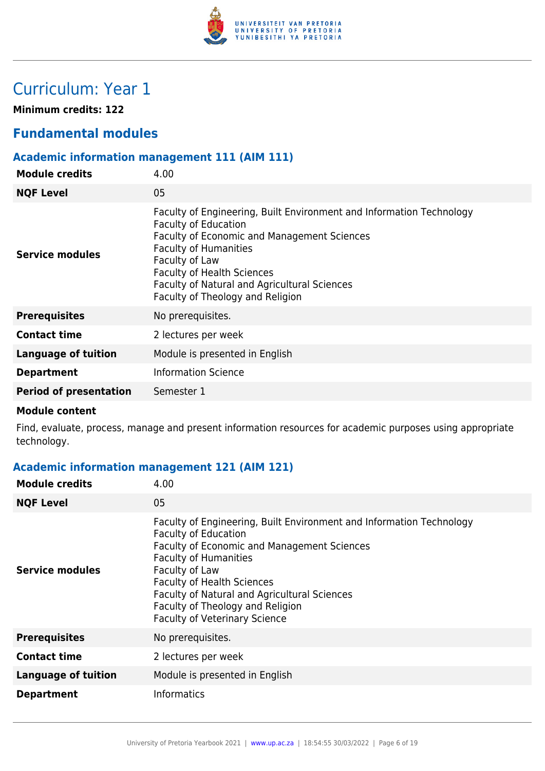# Curriculum: Year 1

**Minimum credits: 122**

## Fundamental modules

### Academic information management 111 (AIM 111)

| | |
|---|---|
| **Module credits** | 4.00 |
| **NQF Level** | 05 |
| **Service modules** | Faculty of Engineering, Built Environment and Information Technology<br>Faculty of Education<br>Faculty of Economic and Management Sciences<br>Faculty of Humanities<br>Faculty of Law<br>Faculty of Health Sciences<br>Faculty of Natural and Agricultural Sciences<br>Faculty of Theology and Religion |
| **Prerequisites** | No prerequisites. |
| **Contact time** | 2 lectures per week |
| **Language of tuition** | Module is presented in English |
| **Department** | Information Science |
| **Period of presentation** | Semester 1 |

**Module content**

Find, evaluate, process, manage and present information resources for academic purposes using appropriate technology.

### Academic information management 121 (AIM 121)

| | |
|---|---|
| **Module credits** | 4.00 |
| **NQF Level** | 05 |
| **Service modules** | Faculty of Engineering, Built Environment and Information Technology<br>Faculty of Education<br>Faculty of Economic and Management Sciences<br>Faculty of Humanities<br>Faculty of Law<br>Faculty of Health Sciences<br>Faculty of Natural and Agricultural Sciences<br>Faculty of Theology and Religion<br>Faculty of Veterinary Science |
| **Prerequisites** | No prerequisites. |
| **Contact time** | 2 lectures per week |
| **Language of tuition** | Module is presented in English |
| **Department** | Informatics |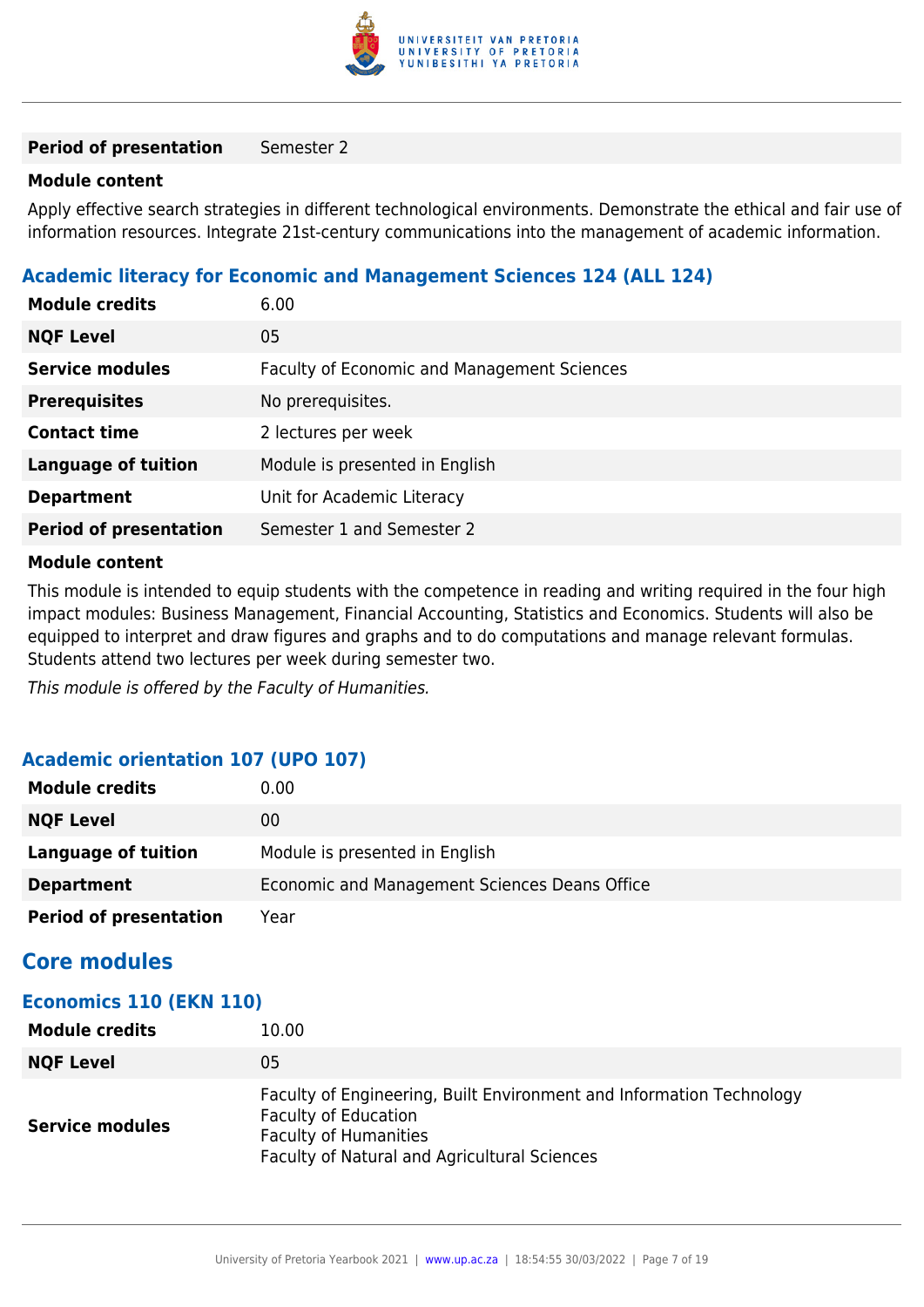| | |
|---|---|
| **Period of presentation** | Semester 2 |

**Module content**

Apply effective search strategies in different technological environments. Demonstrate the ethical and fair use of information resources. Integrate 21st-century communications into the management of academic information.

### Academic literacy for Economic and Management Sciences 124 (ALL 124)

| | |
|---|---|
| **Module credits** | 6.00 |
| **NQF Level** | 05 |
| **Service modules** | Faculty of Economic and Management Sciences |
| **Prerequisites** | No prerequisites. |
| **Contact time** | 2 lectures per week |
| **Language of tuition** | Module is presented in English |
| **Department** | Unit for Academic Literacy |
| **Period of presentation** | Semester 1 and Semester 2 |

**Module content**

This module is intended to equip students with the competence in reading and writing required in the four high impact modules: Business Management, Financial Accounting, Statistics and Economics. Students will also be equipped to interpret and draw figures and graphs and to do computations and manage relevant formulas. Students attend two lectures per week during semester two.

*This module is offered by the Faculty of Humanities.*

### Academic orientation 107 (UPO 107)

| | |
|---|---|
| **Module credits** | 0.00 |
| **NQF Level** | 00 |
| **Language of tuition** | Module is presented in English |
| **Department** | Economic and Management Sciences Deans Office |
| **Period of presentation** | Year |

## Core modules

### Economics 110 (EKN 110)

| | |
|---|---|
| **Module credits** | 10.00 |
| **NQF Level** | 05 |
| **Service modules** | Faculty of Engineering, Built Environment and Information Technology<br>Faculty of Education<br>Faculty of Humanities<br>Faculty of Natural and Agricultural Sciences |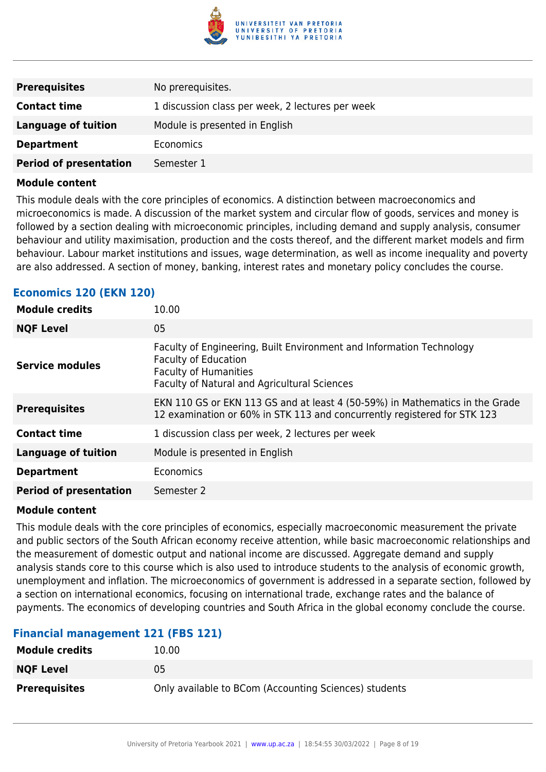| | |
|---|---|
| **Prerequisites** | No prerequisites. |
| **Contact time** | 1 discussion class per week, 2 lectures per week |
| **Language of tuition** | Module is presented in English |
| **Department** | Economics |
| **Period of presentation** | Semester 1 |

**Module content**

This module deals with the core principles of economics. A distinction between macroeconomics and microeconomics is made. A discussion of the market system and circular flow of goods, services and money is followed by a section dealing with microeconomic principles, including demand and supply analysis, consumer behaviour and utility maximisation, production and the costs thereof, and the different market models and firm behaviour. Labour market institutions and issues, wage determination, as well as income inequality and poverty are also addressed. A section of money, banking, interest rates and monetary policy concludes the course.

### Economics 120 (EKN 120)

| | |
|---|---|
| **Module credits** | 10.00 |
| **NQF Level** | 05 |
| **Service modules** | Faculty of Engineering, Built Environment and Information Technology<br>Faculty of Education<br>Faculty of Humanities<br>Faculty of Natural and Agricultural Sciences |
| **Prerequisites** | EKN 110 GS or EKN 113 GS and at least 4 (50-59%) in Mathematics in the Grade 12 examination or 60% in STK 113 and concurrently registered for STK 123 |
| **Contact time** | 1 discussion class per week, 2 lectures per week |
| **Language of tuition** | Module is presented in English |
| **Department** | Economics |
| **Period of presentation** | Semester 2 |

**Module content**

This module deals with the core principles of economics, especially macroeconomic measurement the private and public sectors of the South African economy receive attention, while basic macroeconomic relationships and the measurement of domestic output and national income are discussed. Aggregate demand and supply analysis stands core to this course which is also used to introduce students to the analysis of economic growth, unemployment and inflation. The microeconomics of government is addressed in a separate section, followed by a section on international economics, focusing on international trade, exchange rates and the balance of payments. The economics of developing countries and South Africa in the global economy conclude the course.

### Financial management 121 (FBS 121)

| | |
|---|---|
| **Module credits** | 10.00 |
| **NQF Level** | 05 |
| **Prerequisites** | Only available to BCom (Accounting Sciences) students |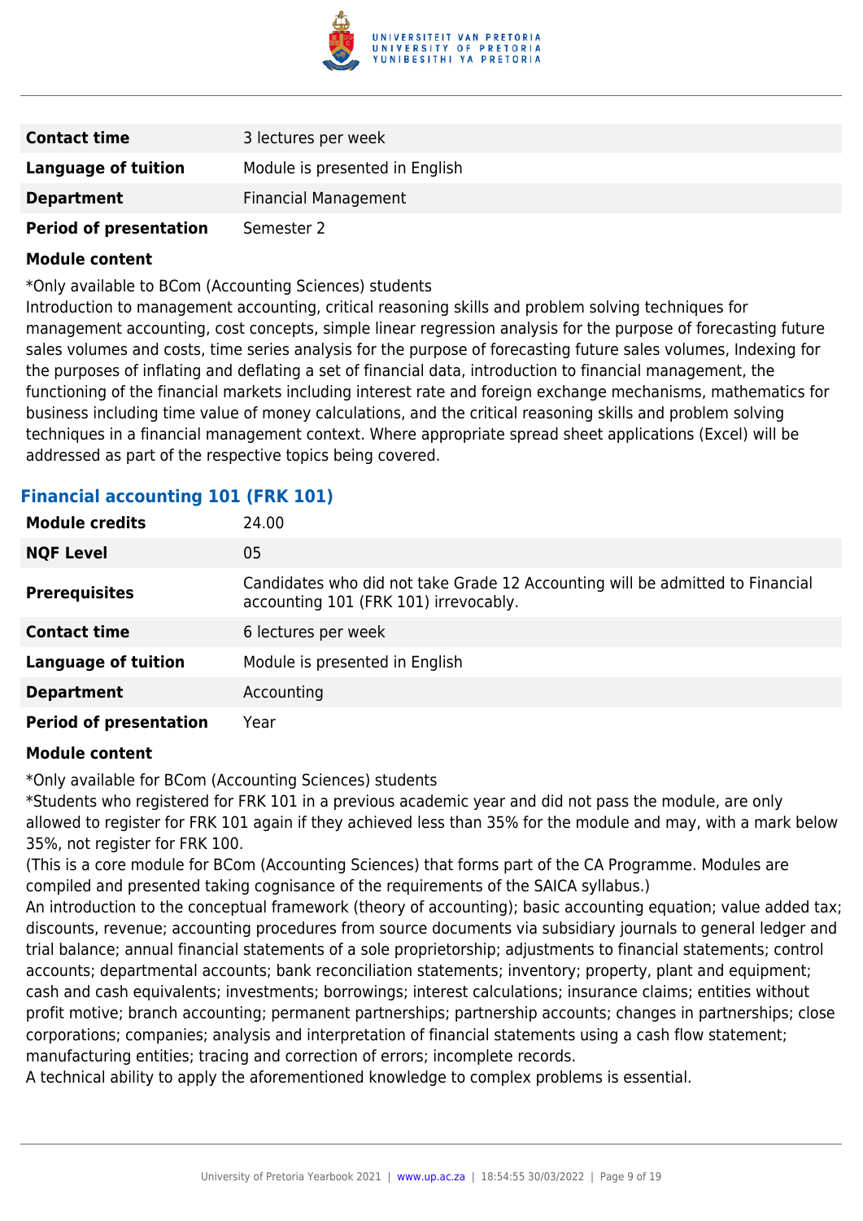| | |
|---|---|
| **Contact time** | 3 lectures per week |
| **Language of tuition** | Module is presented in English |
| **Department** | Financial Management |
| **Period of presentation** | Semester 2 |

**Module content**

*Only available to BCom (Accounting Sciences) students
Introduction to management accounting, critical reasoning skills and problem solving techniques for management accounting, cost concepts, simple linear regression analysis for the purpose of forecasting future sales volumes and costs, time series analysis for the purpose of forecasting future sales volumes, Indexing for the purposes of inflating and deflating a set of financial data, introduction to financial management, the functioning of the financial markets including interest rate and foreign exchange mechanisms, mathematics for business including time value of money calculations, and the critical reasoning skills and problem solving techniques in a financial management context. Where appropriate spread sheet applications (Excel) will be addressed as part of the respective topics being covered.

### Financial accounting 101 (FRK 101)

| | |
|---|---|
| **Module credits** | 24.00 |
| **NQF Level** | 05 |
| **Prerequisites** | Candidates who did not take Grade 12 Accounting will be admitted to Financial accounting 101 (FRK 101) irrevocably. |
| **Contact time** | 6 lectures per week |
| **Language of tuition** | Module is presented in English |
| **Department** | Accounting |
| **Period of presentation** | Year |

**Module content**

*Only available for BCom (Accounting Sciences) students
*Students who registered for FRK 101 in a previous academic year and did not pass the module, are only allowed to register for FRK 101 again if they achieved less than 35% for the module and may, with a mark below 35%, not register for FRK 100.
(This is a core module for BCom (Accounting Sciences) that forms part of the CA Programme. Modules are compiled and presented taking cognisance of the requirements of the SAICA syllabus.)
An introduction to the conceptual framework (theory of accounting); basic accounting equation; value added tax; discounts, revenue; accounting procedures from source documents via subsidiary journals to general ledger and trial balance; annual financial statements of a sole proprietorship; adjustments to financial statements; control accounts; departmental accounts; bank reconciliation statements; inventory; property, plant and equipment; cash and cash equivalents; investments; borrowings; interest calculations; insurance claims; entities without profit motive; branch accounting; permanent partnerships; partnership accounts; changes in partnerships; close corporations; companies; analysis and interpretation of financial statements using a cash flow statement; manufacturing entities; tracing and correction of errors; incomplete records.
A technical ability to apply the aforementioned knowledge to complex problems is essential.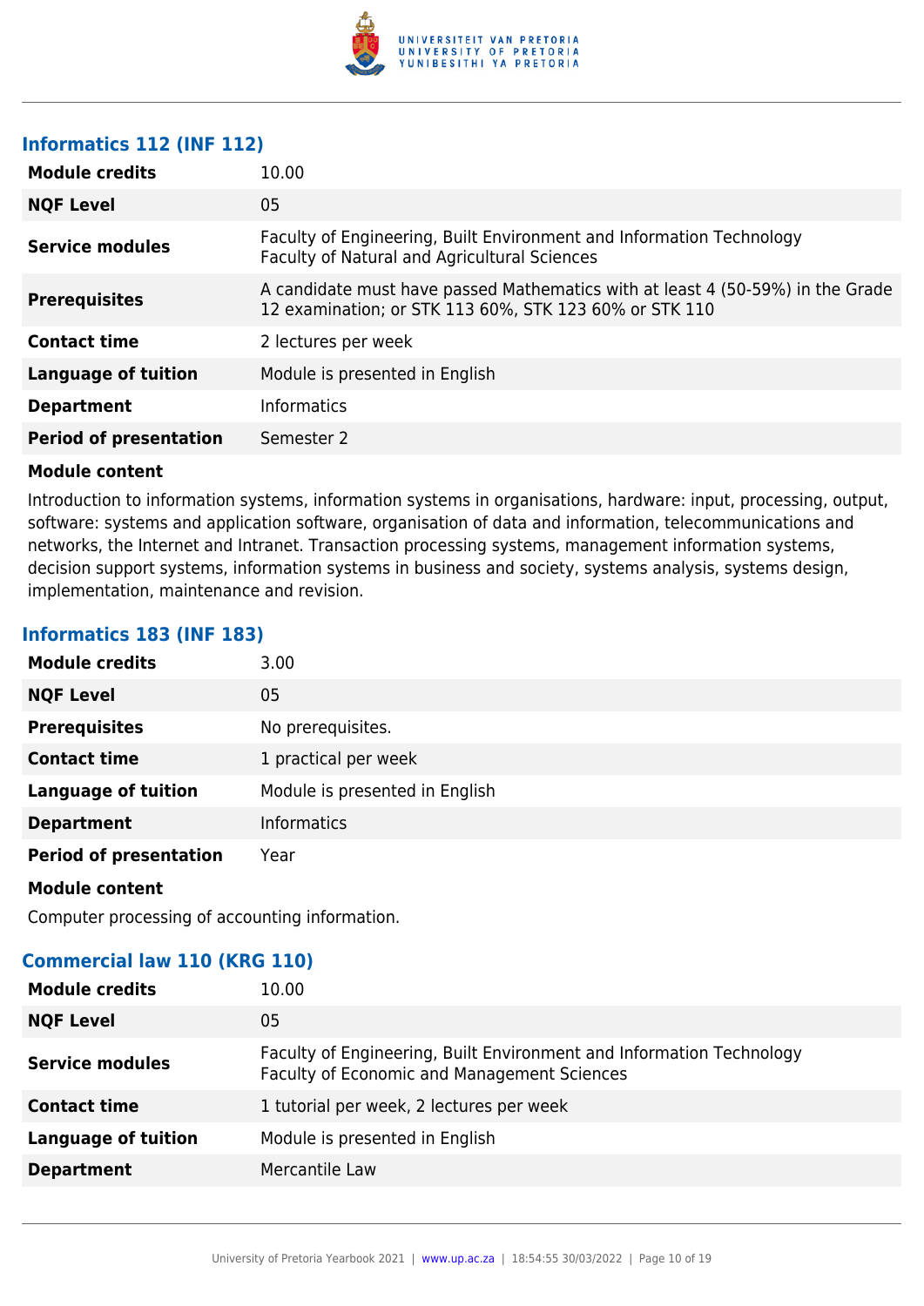### Informatics 112 (INF 112)

| | |
|---|---|
| **Module credits** | 10.00 |
| **NQF Level** | 05 |
| **Service modules** | Faculty of Engineering, Built Environment and Information Technology<br>Faculty of Natural and Agricultural Sciences |
| **Prerequisites** | A candidate must have passed Mathematics with at least 4 (50-59%) in the Grade 12 examination; or STK 113 60%, STK 123 60% or STK 110 |
| **Contact time** | 2 lectures per week |
| **Language of tuition** | Module is presented in English |
| **Department** | Informatics |
| **Period of presentation** | Semester 2 |

**Module content**

Introduction to information systems, information systems in organisations, hardware: input, processing, output, software: systems and application software, organisation of data and information, telecommunications and networks, the Internet and Intranet. Transaction processing systems, management information systems, decision support systems, information systems in business and society, systems analysis, systems design, implementation, maintenance and revision.

### Informatics 183 (INF 183)

| | |
|---|---|
| **Module credits** | 3.00 |
| **NQF Level** | 05 |
| **Prerequisites** | No prerequisites. |
| **Contact time** | 1 practical per week |
| **Language of tuition** | Module is presented in English |
| **Department** | Informatics |
| **Period of presentation** | Year |

**Module content**

Computer processing of accounting information.

### Commercial law 110 (KRG 110)

| | |
|---|---|
| **Module credits** | 10.00 |
| **NQF Level** | 05 |
| **Service modules** | Faculty of Engineering, Built Environment and Information Technology<br>Faculty of Economic and Management Sciences |
| **Contact time** | 1 tutorial per week, 2 lectures per week |
| **Language of tuition** | Module is presented in English |
| **Department** | Mercantile Law |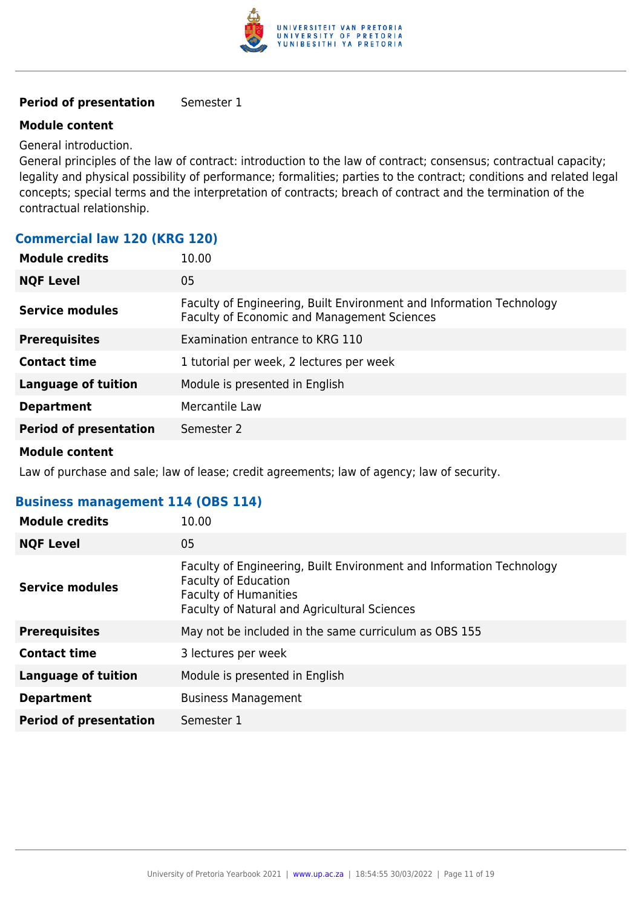| | |
|---|---|
| **Period of presentation** | Semester 1 |

**Module content**

General introduction.
General principles of the law of contract: introduction to the law of contract; consensus; contractual capacity; legality and physical possibility of performance; formalities; parties to the contract; conditions and related legal concepts; special terms and the interpretation of contracts; breach of contract and the termination of the contractual relationship.

### Commercial law 120 (KRG 120)

| | |
|---|---|
| **Module credits** | 10.00 |
| **NQF Level** | 05 |
| **Service modules** | Faculty of Engineering, Built Environment and Information Technology<br>Faculty of Economic and Management Sciences |
| **Prerequisites** | Examination entrance to KRG 110 |
| **Contact time** | 1 tutorial per week, 2 lectures per week |
| **Language of tuition** | Module is presented in English |
| **Department** | Mercantile Law |
| **Period of presentation** | Semester 2 |

**Module content**

Law of purchase and sale; law of lease; credit agreements; law of agency; law of security.

### Business management 114 (OBS 114)

| | |
|---|---|
| **Module credits** | 10.00 |
| **NQF Level** | 05 |
| **Service modules** | Faculty of Engineering, Built Environment and Information Technology<br>Faculty of Education<br>Faculty of Humanities<br>Faculty of Natural and Agricultural Sciences |
| **Prerequisites** | May not be included in the same curriculum as OBS 155 |
| **Contact time** | 3 lectures per week |
| **Language of tuition** | Module is presented in English |
| **Department** | Business Management |
| **Period of presentation** | Semester 1 |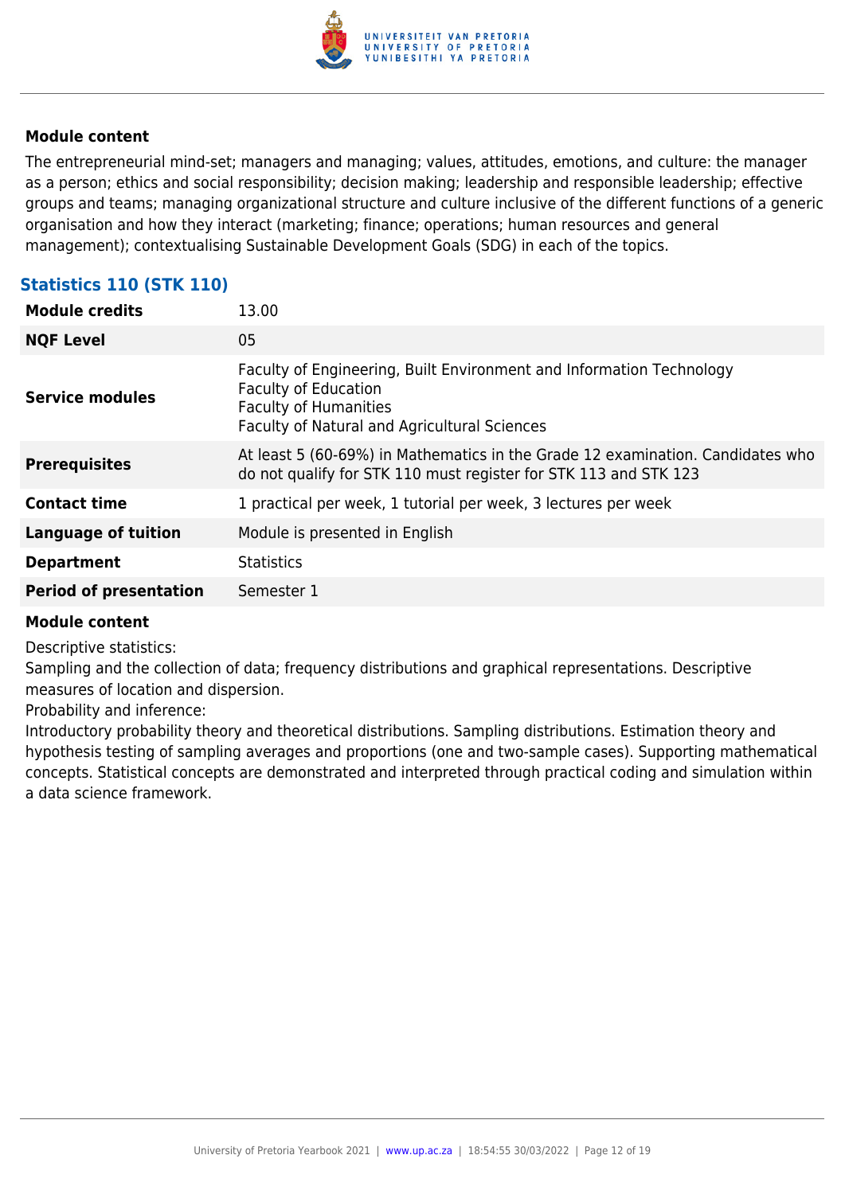### Module content

The entrepreneurial mind-set; managers and managing; values, attitudes, emotions, and culture: the manager as a person; ethics and social responsibility; decision making; leadership and responsible leadership; effective groups and teams; managing organizational structure and culture inclusive of the different functions of a generic organisation and how they interact (marketing; finance; operations; human resources and general management); contextualising Sustainable Development Goals (SDG) in each of the topics.

## Statistics 110 (STK 110)

| | |
|---|---|
| **Module credits** | 13.00 |
| **NQF Level** | 05 |
| **Service modules** | Faculty of Engineering, Built Environment and Information Technology<br>Faculty of Education<br>Faculty of Humanities<br>Faculty of Natural and Agricultural Sciences |
| **Prerequisites** | At least 5 (60-69%) in Mathematics in the Grade 12 examination. Candidates who do not qualify for STK 110 must register for STK 113 and STK 123 |
| **Contact time** | 1 practical per week, 1 tutorial per week, 3 lectures per week |
| **Language of tuition** | Module is presented in English |
| **Department** | Statistics |
| **Period of presentation** | Semester 1 |

### Module content

Descriptive statistics:
Sampling and the collection of data; frequency distributions and graphical representations. Descriptive measures of location and dispersion.
Probability and inference:
Introductory probability theory and theoretical distributions. Sampling distributions. Estimation theory and hypothesis testing of sampling averages and proportions (one and two-sample cases). Supporting mathematical concepts. Statistical concepts are demonstrated and interpreted through practical coding and simulation within a data science framework.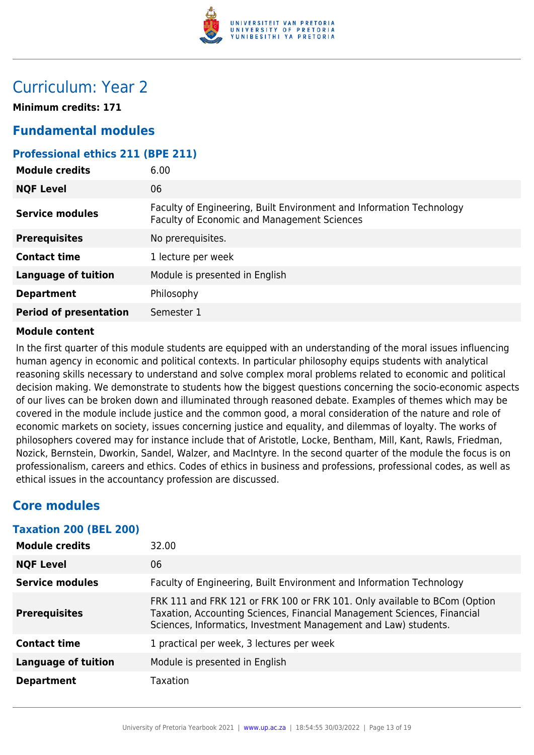# Curriculum: Year 2

**Minimum credits: 171**

## Fundamental modules

### Professional ethics 211 (BPE 211)

| | |
|---|---|
| **Module credits** | 6.00 |
| **NQF Level** | 06 |
| **Service modules** | Faculty of Engineering, Built Environment and Information Technology<br>Faculty of Economic and Management Sciences |
| **Prerequisites** | No prerequisites. |
| **Contact time** | 1 lecture per week |
| **Language of tuition** | Module is presented in English |
| **Department** | Philosophy |
| **Period of presentation** | Semester 1 |

**Module content**

In the first quarter of this module students are equipped with an understanding of the moral issues influencing human agency in economic and political contexts. In particular philosophy equips students with analytical reasoning skills necessary to understand and solve complex moral problems related to economic and political decision making. We demonstrate to students how the biggest questions concerning the socio-economic aspects of our lives can be broken down and illuminated through reasoned debate. Examples of themes which may be covered in the module include justice and the common good, a moral consideration of the nature and role of economic markets on society, issues concerning justice and equality, and dilemmas of loyalty. The works of philosophers covered may for instance include that of Aristotle, Locke, Bentham, Mill, Kant, Rawls, Friedman, Nozick, Bernstein, Dworkin, Sandel, Walzer, and MacIntyre. In the second quarter of the module the focus is on professionalism, careers and ethics. Codes of ethics in business and professions, professional codes, as well as ethical issues in the accountancy profession are discussed.

## Core modules

### Taxation 200 (BEL 200)

| | |
|---|---|
| **Module credits** | 32.00 |
| **NQF Level** | 06 |
| **Service modules** | Faculty of Engineering, Built Environment and Information Technology |
| **Prerequisites** | FRK 111 and FRK 121 or FRK 100 or FRK 101. Only available to BCom (Option Taxation, Accounting Sciences, Financial Management Sciences, Financial Sciences, Informatics, Investment Management and Law) students. |
| **Contact time** | 1 practical per week, 3 lectures per week |
| **Language of tuition** | Module is presented in English |
| **Department** | Taxation |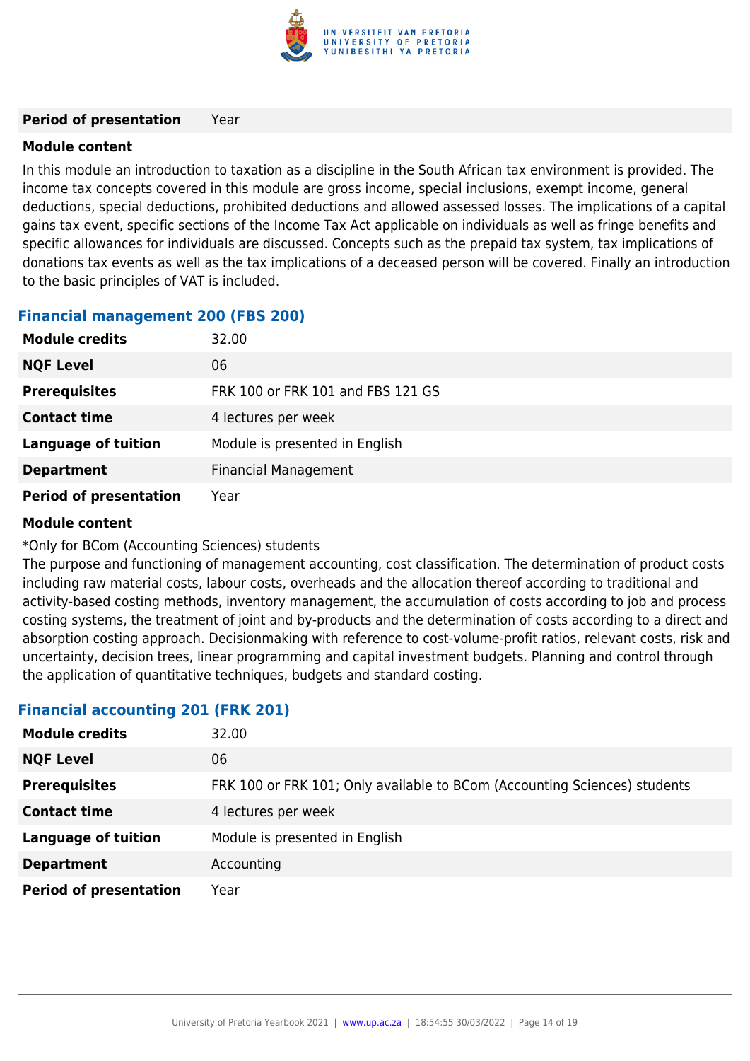| | |
|---|---|
| **Period of presentation** | Year |

**Module content**

In this module an introduction to taxation as a discipline in the South African tax environment is provided. The income tax concepts covered in this module are gross income, special inclusions, exempt income, general deductions, special deductions, prohibited deductions and allowed assessed losses. The implications of a capital gains tax event, specific sections of the Income Tax Act applicable on individuals as well as fringe benefits and specific allowances for individuals are discussed. Concepts such as the prepaid tax system, tax implications of donations tax events as well as the tax implications of a deceased person will be covered. Finally an introduction to the basic principles of VAT is included.

### Financial management 200 (FBS 200)

| | |
|---|---|
| **Module credits** | 32.00 |
| **NQF Level** | 06 |
| **Prerequisites** | FRK 100 or FRK 101 and FBS 121 GS |
| **Contact time** | 4 lectures per week |
| **Language of tuition** | Module is presented in English |
| **Department** | Financial Management |
| **Period of presentation** | Year |

**Module content**

*Only for BCom (Accounting Sciences) students

The purpose and functioning of management accounting, cost classification. The determination of product costs including raw material costs, labour costs, overheads and the allocation thereof according to traditional and activity-based costing methods, inventory management, the accumulation of costs according to job and process costing systems, the treatment of joint and by-products and the determination of costs according to a direct and absorption costing approach. Decisionmaking with reference to cost-volume-profit ratios, relevant costs, risk and uncertainty, decision trees, linear programming and capital investment budgets. Planning and control through the application of quantitative techniques, budgets and standard costing.

### Financial accounting 201 (FRK 201)

| | |
|---|---|
| **Module credits** | 32.00 |
| **NQF Level** | 06 |
| **Prerequisites** | FRK 100 or FRK 101; Only available to BCom (Accounting Sciences) students |
| **Contact time** | 4 lectures per week |
| **Language of tuition** | Module is presented in English |
| **Department** | Accounting |
| **Period of presentation** | Year |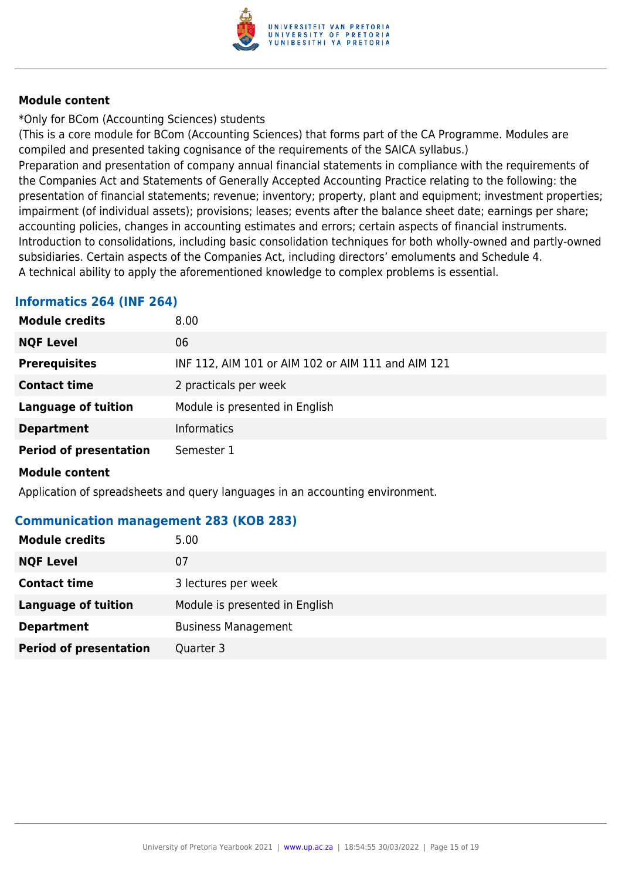**Module content**

*Only for BCom (Accounting Sciences) students
(This is a core module for BCom (Accounting Sciences) that forms part of the CA Programme. Modules are compiled and presented taking cognisance of the requirements of the SAICA syllabus.)
Preparation and presentation of company annual financial statements in compliance with the requirements of the Companies Act and Statements of Generally Accepted Accounting Practice relating to the following: the presentation of financial statements; revenue; inventory; property, plant and equipment; investment properties; impairment (of individual assets); provisions; leases; events after the balance sheet date; earnings per share; accounting policies, changes in accounting estimates and errors; certain aspects of financial instruments. Introduction to consolidations, including basic consolidation techniques for both wholly-owned and partly-owned subsidiaries. Certain aspects of the Companies Act, including directors' emoluments and Schedule 4.
A technical ability to apply the aforementioned knowledge to complex problems is essential.

### Informatics 264 (INF 264)

| | |
|---|---|
| **Module credits** | 8.00 |
| **NQF Level** | 06 |
| **Prerequisites** | INF 112, AIM 101 or AIM 102 or AIM 111 and AIM 121 |
| **Contact time** | 2 practicals per week |
| **Language of tuition** | Module is presented in English |
| **Department** | Informatics |
| **Period of presentation** | Semester 1 |

**Module content**

Application of spreadsheets and query languages in an accounting environment.

### Communication management 283 (KOB 283)

| | |
|---|---|
| **Module credits** | 5.00 |
| **NQF Level** | 07 |
| **Contact time** | 3 lectures per week |
| **Language of tuition** | Module is presented in English |
| **Department** | Business Management |
| **Period of presentation** | Quarter 3 |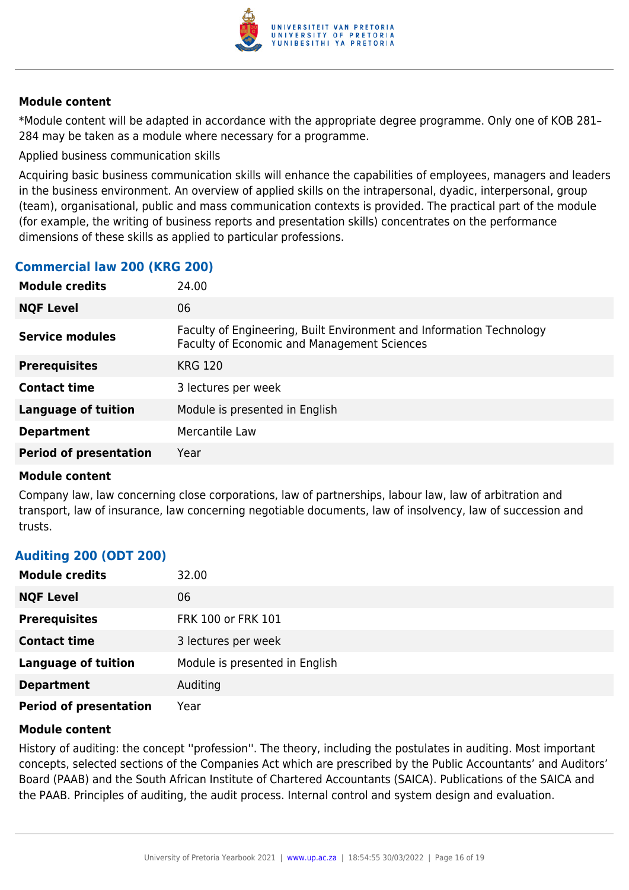**Module content**

*Module content will be adapted in accordance with the appropriate degree programme. Only one of KOB 281–284 may be taken as a module where necessary for a programme.

Applied business communication skills

Acquiring basic business communication skills will enhance the capabilities of employees, managers and leaders in the business environment. An overview of applied skills on the intrapersonal, dyadic, interpersonal, group (team), organisational, public and mass communication contexts is provided. The practical part of the module (for example, the writing of business reports and presentation skills) concentrates on the performance dimensions of these skills as applied to particular professions.

### Commercial law 200 (KRG 200)

| | |
|---|---|
| **Module credits** | 24.00 |
| **NQF Level** | 06 |
| **Service modules** | Faculty of Engineering, Built Environment and Information Technology<br>Faculty of Economic and Management Sciences |
| **Prerequisites** | KRG 120 |
| **Contact time** | 3 lectures per week |
| **Language of tuition** | Module is presented in English |
| **Department** | Mercantile Law |
| **Period of presentation** | Year |

**Module content**

Company law, law concerning close corporations, law of partnerships, labour law, law of arbitration and transport, law of insurance, law concerning negotiable documents, law of insolvency, law of succession and trusts.

### Auditing 200 (ODT 200)

| | |
|---|---|
| **Module credits** | 32.00 |
| **NQF Level** | 06 |
| **Prerequisites** | FRK 100 or FRK 101 |
| **Contact time** | 3 lectures per week |
| **Language of tuition** | Module is presented in English |
| **Department** | Auditing |
| **Period of presentation** | Year |

**Module content**

History of auditing: the concept ''profession''. The theory, including the postulates in auditing. Most important concepts, selected sections of the Companies Act which are prescribed by the Public Accountants' and Auditors' Board (PAAB) and the South African Institute of Chartered Accountants (SAICA). Publications of the SAICA and the PAAB. Principles of auditing, the audit process. Internal control and system design and evaluation.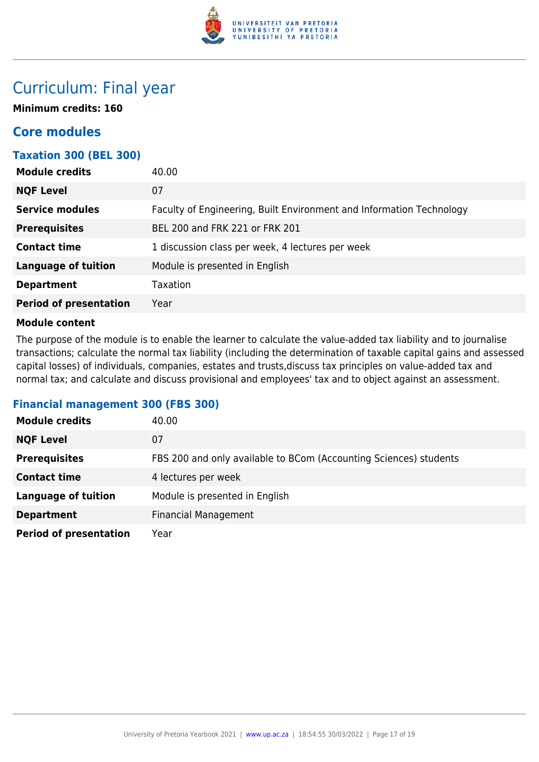# Curriculum: Final year

**Minimum credits: 160**

## Core modules

### Taxation 300 (BEL 300)

| | |
|---|---|
| **Module credits** | 40.00 |
| **NQF Level** | 07 |
| **Service modules** | Faculty of Engineering, Built Environment and Information Technology |
| **Prerequisites** | BEL 200 and FRK 221 or FRK 201 |
| **Contact time** | 1 discussion class per week, 4 lectures per week |
| **Language of tuition** | Module is presented in English |
| **Department** | Taxation |
| **Period of presentation** | Year |

**Module content**

The purpose of the module is to enable the learner to calculate the value-added tax liability and to journalise transactions; calculate the normal tax liability (including the determination of taxable capital gains and assessed capital losses) of individuals, companies, estates and trusts,discuss tax principles on value-added tax and normal tax; and calculate and discuss provisional and employees' tax and to object against an assessment.

### Financial management 300 (FBS 300)

| | |
|---|---|
| **Module credits** | 40.00 |
| **NQF Level** | 07 |
| **Prerequisites** | FBS 200 and only available to BCom (Accounting Sciences) students |
| **Contact time** | 4 lectures per week |
| **Language of tuition** | Module is presented in English |
| **Department** | Financial Management |
| **Period of presentation** | Year |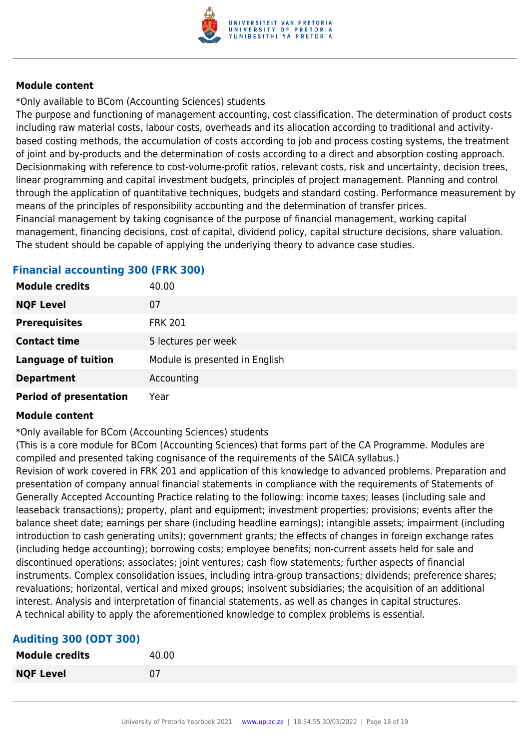**Module content**

*Only available to BCom (Accounting Sciences) students

The purpose and functioning of management accounting, cost classification. The determination of product costs including raw material costs, labour costs, overheads and its allocation according to traditional and activity-based costing methods, the accumulation of costs according to job and process costing systems, the treatment of joint and by-products and the determination of costs according to a direct and absorption costing approach. Decisionmaking with reference to cost-volume-profit ratios, relevant costs, risk and uncertainty, decision trees, linear programming and capital investment budgets, principles of project management. Planning and control through the application of quantitative techniques, budgets and standard costing. Performance measurement by means of the principles of responsibility accounting and the determination of transfer prices.

Financial management by taking cognisance of the purpose of financial management, working capital management, financing decisions, cost of capital, dividend policy, capital structure decisions, share valuation. The student should be capable of applying the underlying theory to advance case studies.

## Financial accounting 300 (FRK 300)

| | |
|---|---|
| **Module credits** | 40.00 |
| **NQF Level** | 07 |
| **Prerequisites** | FRK 201 |
| **Contact time** | 5 lectures per week |
| **Language of tuition** | Module is presented in English |
| **Department** | Accounting |
| **Period of presentation** | Year |

**Module content**

*Only available for BCom (Accounting Sciences) students

(This is a core module for BCom (Accounting Sciences) that forms part of the CA Programme. Modules are compiled and presented taking cognisance of the requirements of the SAICA syllabus.)

Revision of work covered in FRK 201 and application of this knowledge to advanced problems. Preparation and presentation of company annual financial statements in compliance with the requirements of Statements of Generally Accepted Accounting Practice relating to the following: income taxes; leases (including sale and leaseback transactions); property, plant and equipment; investment properties; provisions; events after the balance sheet date; earnings per share (including headline earnings); intangible assets; impairment (including introduction to cash generating units); government grants; the effects of changes in foreign exchange rates (including hedge accounting); borrowing costs; employee benefits; non-current assets held for sale and discontinued operations; associates; joint ventures; cash flow statements; further aspects of financial instruments. Complex consolidation issues, including intra-group transactions; dividends; preference shares; revaluations; horizontal, vertical and mixed groups; insolvent subsidiaries; the acquisition of an additional interest. Analysis and interpretation of financial statements, as well as changes in capital structures.

A technical ability to apply the aforementioned knowledge to complex problems is essential.

## Auditing 300 (ODT 300)

| | |
|---|---|
| **Module credits** | 40.00 |
| **NQF Level** | 07 |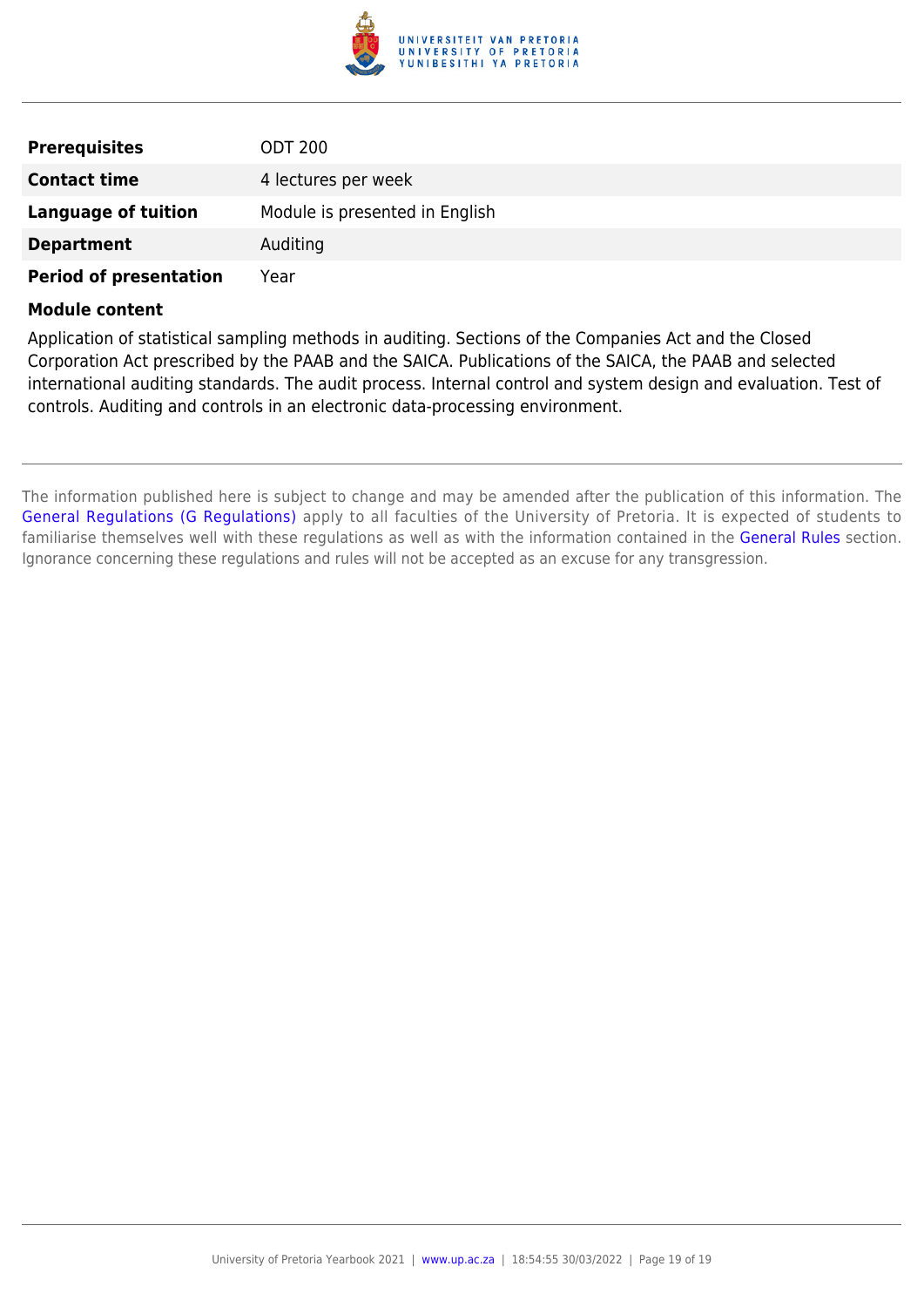| | |
|---|---|
| **Prerequisites** | ODT 200 |
| **Contact time** | 4 lectures per week |
| **Language of tuition** | Module is presented in English |
| **Department** | Auditing |
| **Period of presentation** | Year |

**Module content**

Application of statistical sampling methods in auditing. Sections of the Companies Act and the Closed Corporation Act prescribed by the PAAB and the SAICA. Publications of the SAICA, the PAAB and selected international auditing standards. The audit process. Internal control and system design and evaluation. Test of controls. Auditing and controls in an electronic data-processing environment.

The information published here is subject to change and may be amended after the publication of this information. The General Regulations (G Regulations) apply to all faculties of the University of Pretoria. It is expected of students to familiarise themselves well with these regulations as well as with the information contained in the General Rules section. Ignorance concerning these regulations and rules will not be accepted as an excuse for any transgression.